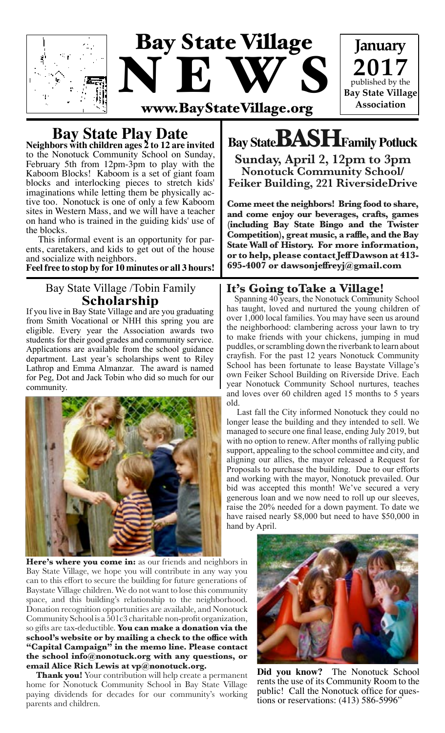# Bay State Village NEWS

**January 2017** published by the **Bay State Village Association**

**www.BayStateVillage.org**

## Bay State Play Date

**Neighbors with children ages 2 to 12 are invited** to the Nonotuck Community School on Sunday, February 5th from 12pm-3pm to play with the Kaboom Blocks! Kaboom is a set of giant foam blocks and interlocking pieces to stretch kids' imaginations while letting them be physically active too. Nonotuck is one of only a few Kaboom sites in Western Mass, and we will have a teacher on hand who is trained in the guiding kids' use of the blocks.

This informal event is an opportunity for parents, caretakers, and kids to get out of the house and socialize with neighbors.

**Feel free to stop by for 10 minutes or all 3 hours!**

## Bay State BASH Family Potluck

**Sunday, April 2, 12pm to 3pm**
**Nonotuck Community School/ Feiker Building, 221 RiversideDrive**

**Come meet the neighbors! Bring food to share, and come enjoy our beverages, crafts, games (including Bay State Bingo and the Twister Competition), great music, a raffle, and the Bay State Wall of History. For more information, or to help, please contact Jeff Dawson at 413-695-4007 or dawsonjeffreyj@gmail.com**

## Bay State Village /Tobin Family Scholarship

If you live in Bay State Village and are you graduating from Smith Vocational or NHH this spring you are eligible. Every year the Association awards two students for their good grades and community service. Applications are available from the school guidance department. Last year's scholarships went to Riley Lathrop and Emma Almanzar. The award is named for Peg, Dot and Jack Tobin who did so much for our community.

## It's Going toTake a Village!

Spanning 40 years, the Nonotuck Community School has taught, loved and nurtured the young children of over 1,000 local families. You may have seen us around the neighborhood: clambering across your lawn to try to make friends with your chickens, jumping in mud puddles, or scrambling down the riverbank to learn about crayfish. For the past 12 years Nonotuck Community School has been fortunate to lease Baystate Village's own Feiker School Building on Riverside Drive. Each year Nonotuck Community School nurtures, teaches and loves over 60 children aged 15 months to 5 years old.

Last fall the City informed Nonotuck they could no longer lease the building and they intended to sell. We managed to secure one final lease, ending July 2019, but with no option to renew. After months of rallying public support, appealing to the school committee and city, and aligning our allies, the mayor released a Request for Proposals to purchase the building. Due to our efforts and working with the mayor, Nonotuck prevailed. Our bid was accepted this month! We've secured a very generous loan and we now need to roll up our sleeves, raise the 20% needed for a down payment. To date we have raised nearly $8,000 but need to have $50,000 in hand by April.

**Here's where you come in:** as our friends and neighbors in Bay State Village, we hope you will contribute in any way you can to this effort to secure the building for future generations of Baystate Village children. We do not want to lose this community space, and this building's relationship to the neighborhood. Donation recognition opportunities are available, and Nonotuck Community School is a 501c3 charitable non-profit organization, so gifts are tax-deductible. **You can make a donation via the school's website or by mailing a check to the office with "Capital Campaign" in the memo line. Please contact the school info@nonotuck.org with any questions, or email Alice Rich Lewis at vp@nonotuck.org.**

**Thank you!** Your contribution will help create a permanent home for Nonotuck Community School in Bay State Village paying dividends for decades for our community's working parents and children.

**Did you know?** The Nonotuck School rents the use of its Community Room to the public! Call the Nonotuck office for questions or reservations: (413) 586-5996"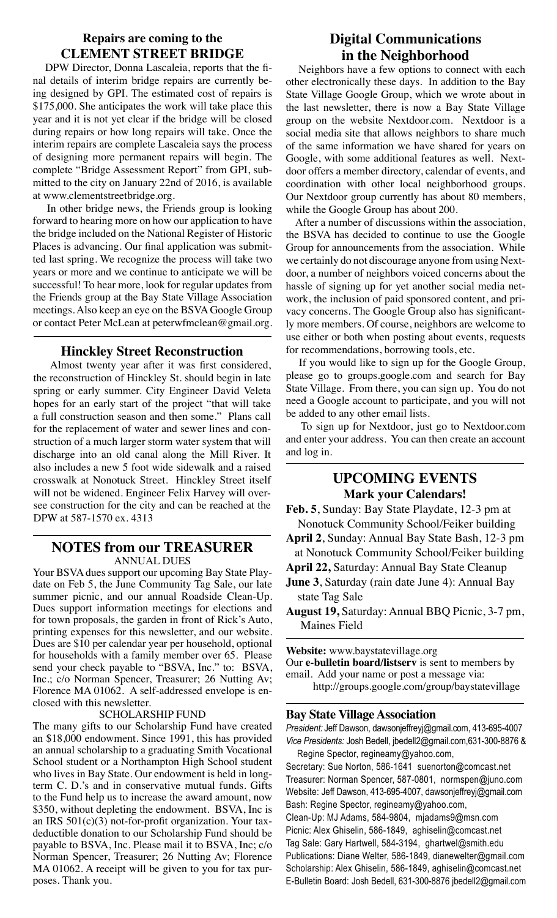## Repairs are coming to the CLEMENT STREET BRIDGE

DPW Director, Donna Lascaleia, reports that the final details of interim bridge repairs are currently being designed by GPI. The estimated cost of repairs is $175,000. She anticipates the work will take place this year and it is not yet clear if the bridge will be closed during repairs or how long repairs will take. Once the interim repairs are complete Lascaleia says the process of designing more permanent repairs will begin. The complete "Bridge Assessment Report" from GPI, submitted to the city on January 22nd of 2016, is available at www.clementstreetbridge.org.

In other bridge news, the Friends group is looking forward to hearing more on how our application to have the bridge included on the National Register of Historic Places is advancing. Our final application was submitted last spring. We recognize the process will take two years or more and we continue to anticipate we will be successful! To hear more, look for regular updates from the Friends group at the Bay State Village Association meetings. Also keep an eye on the BSVA Google Group or contact Peter McLean at peterwfmclean@gmail.org.

## Hinckley Street Reconstruction

Almost twenty year after it was first considered, the reconstruction of Hinckley St. should begin in late spring or early summer. City Engineer David Veleta hopes for an early start of the project "that will take a full construction season and then some." Plans call for the replacement of water and sewer lines and construction of a much larger storm water system that will discharge into an old canal along the Mill River. It also includes a new 5 foot wide sidewalk and a raised crosswalk at Nonotuck Street. Hinckley Street itself will not be widened. Engineer Felix Harvey will oversee construction for the city and can be reached at the DPW at 587-1570 ex. 4313

## NOTES from our TREASURER

### ANNUAL DUES

Your BSVA dues support our upcoming Bay State Playdate on Feb 5, the June Community Tag Sale, our late summer picnic, and our annual Roadside Clean-Up. Dues support information meetings for elections and for town proposals, the garden in front of Rick's Auto, printing expenses for this newsletter, and our website. Dues are $10 per calendar year per household, optional for households with a family member over 65. Please send your check payable to "BSVA, Inc." to: BSVA, Inc.; c/o Norman Spencer, Treasurer; 26 Nutting Av; Florence MA 01062. A self-addressed envelope is enclosed with this newsletter.

### SCHOLARSHIP FUND

The many gifts to our Scholarship Fund have created an $18,000 endowment. Since 1991, this has provided an annual scholarship to a graduating Smith Vocational School student or a Northampton High School student who lives in Bay State. Our endowment is held in long-term C. D.'s and in conservative mutual funds. Gifts to the Fund help us to increase the award amount, now $350, without depleting the endowment. BSVA, Inc is an IRS 501(c)(3) not-for-profit organization. Your tax-deductible donation to our Scholarship Fund should be payable to BSVA, Inc. Please mail it to BSVA, Inc; c/o Norman Spencer, Treasurer; 26 Nutting Av; Florence MA 01062. A receipt will be given to you for tax purposes. Thank you.

## Digital Communications in the Neighborhood

Neighbors have a few options to connect with each other electronically these days. In addition to the Bay State Village Google Group, which we wrote about in the last newsletter, there is now a Bay State Village group on the website Nextdoor.com. Nextdoor is a social media site that allows neighbors to share much of the same information we have shared for years on Google, with some additional features as well. Nextdoor offers a member directory, calendar of events, and coordination with other local neighborhood groups. Our Nextdoor group currently has about 80 members, while the Google Group has about 200.

After a number of discussions within the association, the BSVA has decided to continue to use the Google Group for announcements from the association. While we certainly do not discourage anyone from using Nextdoor, a number of neighbors voiced concerns about the hassle of signing up for yet another social media network, the inclusion of paid sponsored content, and privacy concerns. The Google Group also has significantly more members. Of course, neighbors are welcome to use either or both when posting about events, requests for recommendations, borrowing tools, etc.

If you would like to sign up for the Google Group, please go to groups.google.com and search for Bay State Village. From there, you can sign up. You do not need a Google account to participate, and you will not be added to any other email lists.

To sign up for Nextdoor, just go to Nextdoor.com and enter your address. You can then create an account and log in.

## UPCOMING EVENTS

### Mark your Calendars!

**Feb. 5**, Sunday: Bay State Playdate, 12-3 pm at Nonotuck Community School/Feiker building

**April 2**, Sunday: Annual Bay State Bash, 12-3 pm at Nonotuck Community School/Feiker building

**April 22,** Saturday: Annual Bay State Cleanup

**June 3**, Saturday (rain date June 4): Annual Bay state Tag Sale

**August 19,** Saturday: Annual BBQ Picnic, 3-7 pm, Maines Field

**Website:** www.baystatevillage.org

Our **e-bulletin board/listserv** is sent to members by email. Add your name or post a message via: http://groups.google.com/group/baystatevillage

### Bay State Village Association

*President:* Jeff Dawson, dawsonjeffreyj@gmail.com, 413-695-4007
*Vice Presidents:* Josh Bedell, jbedell2@gmail.com,631-300-8876 & Regine Spector, regineamy@yahoo.com,
Secretary: Sue Norton, 586-1641 suenorton@comcast.net
Treasurer: Norman Spencer, 587-0801, normspen@juno.com
Website: Jeff Dawson, 413-695-4007, dawsonjeffreyj@gmail.com
Bash: Regine Spector, regineamy@yahoo.com,
Clean-Up: MJ Adams, 584-9804, mjadams9@msn.com
Picnic: Alex Ghiselin, 586-1849, aghiselin@comcast.net
Tag Sale: Gary Hartwell, 584-3194, ghartwel@smith.edu
Publications: Diane Welter, 586-1849, dianewelter@gmail.com
Scholarship: Alex Ghiselin, 586-1849, aghiselin@comcast.net
E-Bulletin Board: Josh Bedell, 631-300-8876 jbedell2@gmail.com